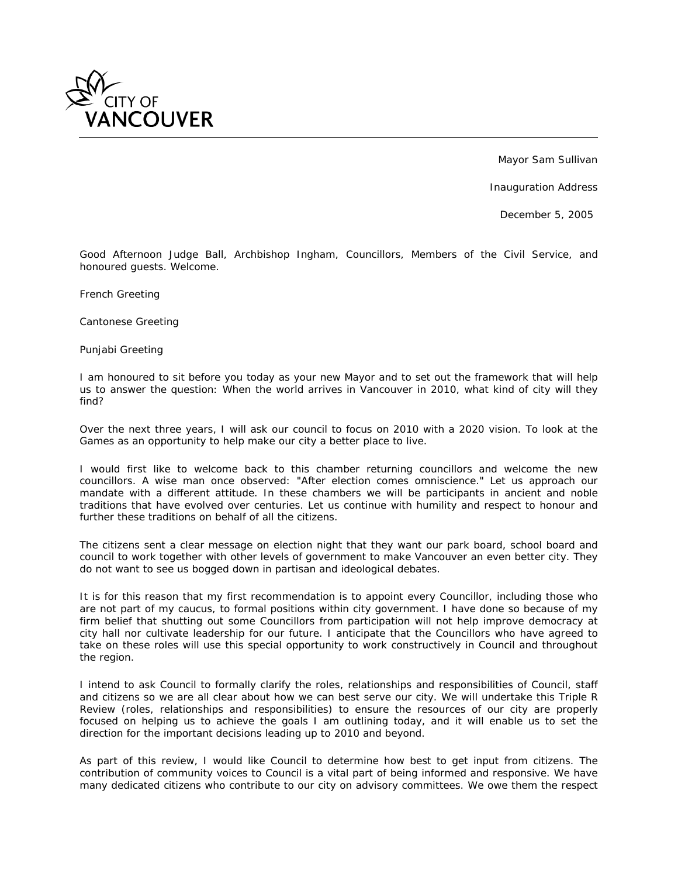CITY OF VANCOUVER

Mayor Sam Sullivan

Inauguration Address

December 5, 2005

Good Afternoon Judge Ball, Archbishop Ingham, Councillors, Members of the Civil Service, and honoured guests. Welcome.

French Greeting

Cantonese Greeting

Punjabi Greeting

I am honoured to sit before you today as your new Mayor and to set out the framework that will help us to answer the question: When the world arrives in Vancouver in 2010, what kind of city will they find?

Over the next three years, I will ask our council to focus on 2010 with a 2020 vision. To look at the Games as an opportunity to help make our city a better place to live.

I would first like to welcome back to this chamber returning councillors and welcome the new councillors. A wise man once observed: "After election comes omniscience." Let us approach our mandate with a different attitude. In these chambers we will be participants in ancient and noble traditions that have evolved over centuries. Let us continue with humility and respect to honour and further these traditions on behalf of all the citizens.

The citizens sent a clear message on election night that they want our park board, school board and council to work together with other levels of government to make Vancouver an even better city. They do not want to see us bogged down in partisan and ideological debates.

It is for this reason that my first recommendation is to appoint every Councillor, including those who are not part of my caucus, to formal positions within city government. I have done so because of my firm belief that shutting out some Councillors from participation will not help improve democracy at city hall nor cultivate leadership for our future. I anticipate that the Councillors who have agreed to take on these roles will use this special opportunity to work constructively in Council and throughout the region.

I intend to ask Council to formally clarify the roles, relationships and responsibilities of Council, staff and citizens so we are all clear about how we can best serve our city. We will undertake this Triple R Review (roles, relationships and responsibilities) to ensure the resources of our city are properly focused on helping us to achieve the goals I am outlining today, and it will enable us to set the direction for the important decisions leading up to 2010 and beyond.

As part of this review, I would like Council to determine how best to get input from citizens. The contribution of community voices to Council is a vital part of being informed and responsive. We have many dedicated citizens who contribute to our city on advisory committees. We owe them the respect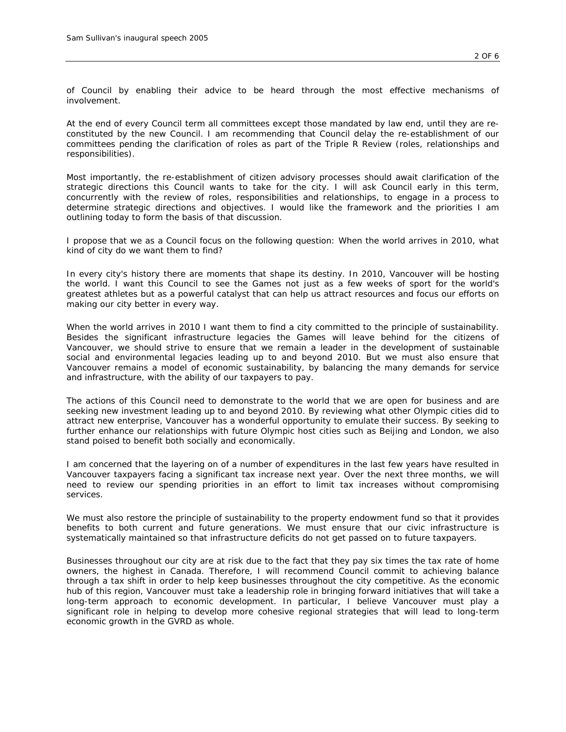of Council by enabling their advice to be heard through the most effective mechanisms of involvement.

At the end of every Council term all committees except those mandated by law end, until they are re-constituted by the new Council. I am recommending that Council delay the re-establishment of our committees pending the clarification of roles as part of the Triple R Review (roles, relationships and responsibilities).

Most importantly, the re-establishment of citizen advisory processes should await clarification of the strategic directions this Council wants to take for the city. I will ask Council early in this term, concurrently with the review of roles, responsibilities and relationships, to engage in a process to determine strategic directions and objectives. I would like the framework and the priorities I am outlining today to form the basis of that discussion.

I propose that we as a Council focus on the following question: When the world arrives in 2010, what kind of city do we want them to find?

In every city's history there are moments that shape its destiny. In 2010, Vancouver will be hosting the world. I want this Council to see the Games not just as a few weeks of sport for the world's greatest athletes but as a powerful catalyst that can help us attract resources and focus our efforts on making our city better in every way.

When the world arrives in 2010 I want them to find a city committed to the principle of sustainability. Besides the significant infrastructure legacies the Games will leave behind for the citizens of Vancouver, we should strive to ensure that we remain a leader in the development of sustainable social and environmental legacies leading up to and beyond 2010. But we must also ensure that Vancouver remains a model of economic sustainability, by balancing the many demands for service and infrastructure, with the ability of our taxpayers to pay.

The actions of this Council need to demonstrate to the world that we are open for business and are seeking new investment leading up to and beyond 2010. By reviewing what other Olympic cities did to attract new enterprise, Vancouver has a wonderful opportunity to emulate their success. By seeking to further enhance our relationships with future Olympic host cities such as Beijing and London, we also stand poised to benefit both socially and economically.

I am concerned that the layering on of a number of expenditures in the last few years have resulted in Vancouver taxpayers facing a significant tax increase next year. Over the next three months, we will need to review our spending priorities in an effort to limit tax increases without compromising services.

We must also restore the principle of sustainability to the property endowment fund so that it provides benefits to both current and future generations. We must ensure that our civic infrastructure is systematically maintained so that infrastructure deficits do not get passed on to future taxpayers.

Businesses throughout our city are at risk due to the fact that they pay six times the tax rate of home owners, the highest in Canada. Therefore, I will recommend Council commit to achieving balance through a tax shift in order to help keep businesses throughout the city competitive. As the economic hub of this region, Vancouver must take a leadership role in bringing forward initiatives that will take a long-term approach to economic development. In particular, I believe Vancouver must play a significant role in helping to develop more cohesive regional strategies that will lead to long-term economic growth in the GVRD as whole.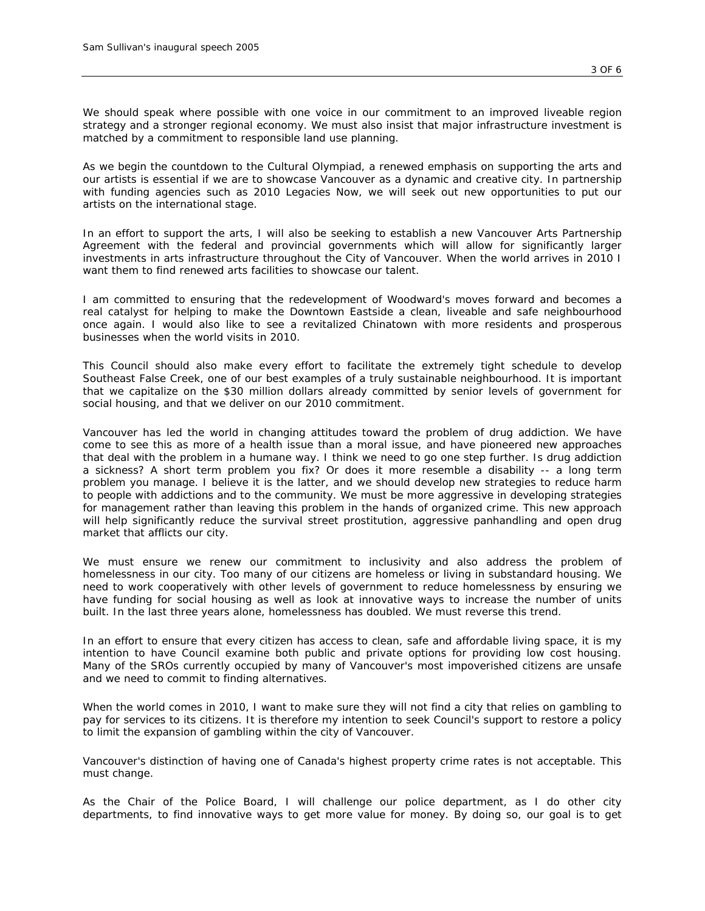We should speak where possible with one voice in our commitment to an improved liveable region strategy and a stronger regional economy. We must also insist that major infrastructure investment is matched by a commitment to responsible land use planning.

As we begin the countdown to the Cultural Olympiad, a renewed emphasis on supporting the arts and our artists is essential if we are to showcase Vancouver as a dynamic and creative city. In partnership with funding agencies such as 2010 Legacies Now, we will seek out new opportunities to put our artists on the international stage.

In an effort to support the arts, I will also be seeking to establish a new Vancouver Arts Partnership Agreement with the federal and provincial governments which will allow for significantly larger investments in arts infrastructure throughout the City of Vancouver. When the world arrives in 2010 I want them to find renewed arts facilities to showcase our talent.

I am committed to ensuring that the redevelopment of Woodward's moves forward and becomes a real catalyst for helping to make the Downtown Eastside a clean, liveable and safe neighbourhood once again. I would also like to see a revitalized Chinatown with more residents and prosperous businesses when the world visits in 2010.

This Council should also make every effort to facilitate the extremely tight schedule to develop Southeast False Creek, one of our best examples of a truly sustainable neighbourhood. It is important that we capitalize on the $30 million dollars already committed by senior levels of government for social housing, and that we deliver on our 2010 commitment.

Vancouver has led the world in changing attitudes toward the problem of drug addiction. We have come to see this as more of a health issue than a moral issue, and have pioneered new approaches that deal with the problem in a humane way. I think we need to go one step further. Is drug addiction a sickness? A short term problem you fix? Or does it more resemble a disability -- a long term problem you manage. I believe it is the latter, and we should develop new strategies to reduce harm to people with addictions and to the community. We must be more aggressive in developing strategies for management rather than leaving this problem in the hands of organized crime. This new approach will help significantly reduce the survival street prostitution, aggressive panhandling and open drug market that afflicts our city.

We must ensure we renew our commitment to inclusivity and also address the problem of homelessness in our city. Too many of our citizens are homeless or living in substandard housing. We need to work cooperatively with other levels of government to reduce homelessness by ensuring we have funding for social housing as well as look at innovative ways to increase the number of units built. In the last three years alone, homelessness has doubled. We must reverse this trend.

In an effort to ensure that every citizen has access to clean, safe and affordable living space, it is my intention to have Council examine both public and private options for providing low cost housing. Many of the SROs currently occupied by many of Vancouver's most impoverished citizens are unsafe and we need to commit to finding alternatives.

When the world comes in 2010, I want to make sure they will not find a city that relies on gambling to pay for services to its citizens. It is therefore my intention to seek Council's support to restore a policy to limit the expansion of gambling within the city of Vancouver.

Vancouver's distinction of having one of Canada's highest property crime rates is not acceptable. This must change.

As the Chair of the Police Board, I will challenge our police department, as I do other city departments, to find innovative ways to get more value for money. By doing so, our goal is to get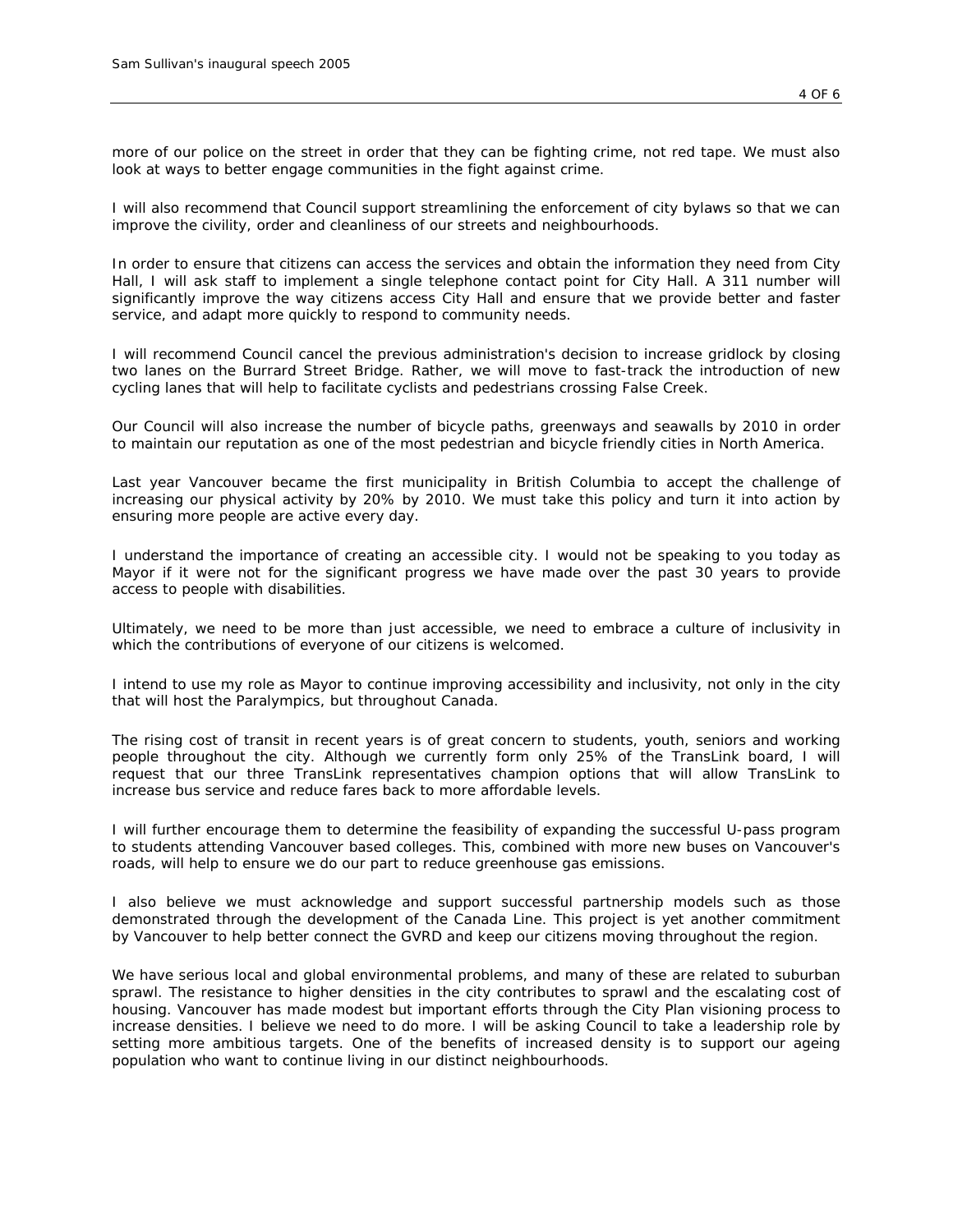more of our police on the street in order that they can be fighting crime, not red tape. We must also look at ways to better engage communities in the fight against crime.

I will also recommend that Council support streamlining the enforcement of city bylaws so that we can improve the civility, order and cleanliness of our streets and neighbourhoods.

In order to ensure that citizens can access the services and obtain the information they need from City Hall, I will ask staff to implement a single telephone contact point for City Hall. A 311 number will significantly improve the way citizens access City Hall and ensure that we provide better and faster service, and adapt more quickly to respond to community needs.

I will recommend Council cancel the previous administration's decision to increase gridlock by closing two lanes on the Burrard Street Bridge. Rather, we will move to fast-track the introduction of new cycling lanes that will help to facilitate cyclists and pedestrians crossing False Creek.

Our Council will also increase the number of bicycle paths, greenways and seawalls by 2010 in order to maintain our reputation as one of the most pedestrian and bicycle friendly cities in North America.

Last year Vancouver became the first municipality in British Columbia to accept the challenge of increasing our physical activity by 20% by 2010. We must take this policy and turn it into action by ensuring more people are active every day.

I understand the importance of creating an accessible city. I would not be speaking to you today as Mayor if it were not for the significant progress we have made over the past 30 years to provide access to people with disabilities.

Ultimately, we need to be more than just accessible, we need to embrace a culture of inclusivity in which the contributions of everyone of our citizens is welcomed.

I intend to use my role as Mayor to continue improving accessibility and inclusivity, not only in the city that will host the Paralympics, but throughout Canada.

The rising cost of transit in recent years is of great concern to students, youth, seniors and working people throughout the city. Although we currently form only 25% of the TransLink board, I will request that our three TransLink representatives champion options that will allow TransLink to increase bus service and reduce fares back to more affordable levels.

I will further encourage them to determine the feasibility of expanding the successful U-pass program to students attending Vancouver based colleges. This, combined with more new buses on Vancouver's roads, will help to ensure we do our part to reduce greenhouse gas emissions.

I also believe we must acknowledge and support successful partnership models such as those demonstrated through the development of the Canada Line. This project is yet another commitment by Vancouver to help better connect the GVRD and keep our citizens moving throughout the region.

We have serious local and global environmental problems, and many of these are related to suburban sprawl. The resistance to higher densities in the city contributes to sprawl and the escalating cost of housing. Vancouver has made modest but important efforts through the City Plan visioning process to increase densities. I believe we need to do more. I will be asking Council to take a leadership role by setting more ambitious targets. One of the benefits of increased density is to support our ageing population who want to continue living in our distinct neighbourhoods.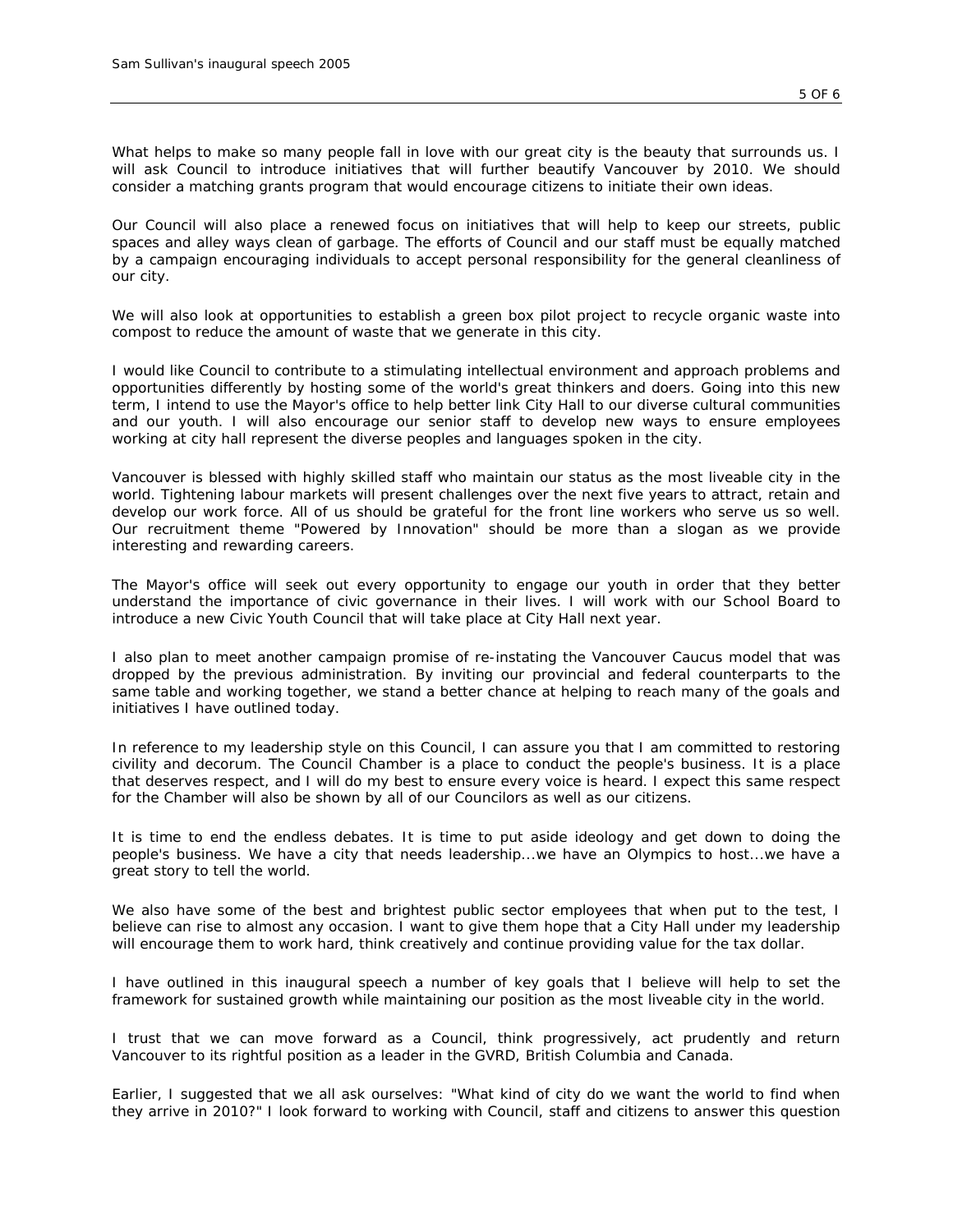What helps to make so many people fall in love with our great city is the beauty that surrounds us. I will ask Council to introduce initiatives that will further beautify Vancouver by 2010. We should consider a matching grants program that would encourage citizens to initiate their own ideas.

Our Council will also place a renewed focus on initiatives that will help to keep our streets, public spaces and alley ways clean of garbage. The efforts of Council and our staff must be equally matched by a campaign encouraging individuals to accept personal responsibility for the general cleanliness of our city.

We will also look at opportunities to establish a green box pilot project to recycle organic waste into compost to reduce the amount of waste that we generate in this city.

I would like Council to contribute to a stimulating intellectual environment and approach problems and opportunities differently by hosting some of the world's great thinkers and doers. Going into this new term, I intend to use the Mayor's office to help better link City Hall to our diverse cultural communities and our youth. I will also encourage our senior staff to develop new ways to ensure employees working at city hall represent the diverse peoples and languages spoken in the city.

Vancouver is blessed with highly skilled staff who maintain our status as the most liveable city in the world. Tightening labour markets will present challenges over the next five years to attract, retain and develop our work force. All of us should be grateful for the front line workers who serve us so well. Our recruitment theme "Powered by Innovation" should be more than a slogan as we provide interesting and rewarding careers.

The Mayor's office will seek out every opportunity to engage our youth in order that they better understand the importance of civic governance in their lives. I will work with our School Board to introduce a new Civic Youth Council that will take place at City Hall next year.

I also plan to meet another campaign promise of re-instating the Vancouver Caucus model that was dropped by the previous administration. By inviting our provincial and federal counterparts to the same table and working together, we stand a better chance at helping to reach many of the goals and initiatives I have outlined today.

In reference to my leadership style on this Council, I can assure you that I am committed to restoring civility and decorum. The Council Chamber is a place to conduct the people's business. It is a place that deserves respect, and I will do my best to ensure every voice is heard. I expect this same respect for the Chamber will also be shown by all of our Councilors as well as our citizens.

It is time to end the endless debates. It is time to put aside ideology and get down to doing the people's business. We have a city that needs leadership...we have an Olympics to host...we have a great story to tell the world.

We also have some of the best and brightest public sector employees that when put to the test, I believe can rise to almost any occasion. I want to give them hope that a City Hall under my leadership will encourage them to work hard, think creatively and continue providing value for the tax dollar.

I have outlined in this inaugural speech a number of key goals that I believe will help to set the framework for sustained growth while maintaining our position as the most liveable city in the world.

I trust that we can move forward as a Council, think progressively, act prudently and return Vancouver to its rightful position as a leader in the GVRD, British Columbia and Canada.

Earlier, I suggested that we all ask ourselves: "What kind of city do we want the world to find when they arrive in 2010?" I look forward to working with Council, staff and citizens to answer this question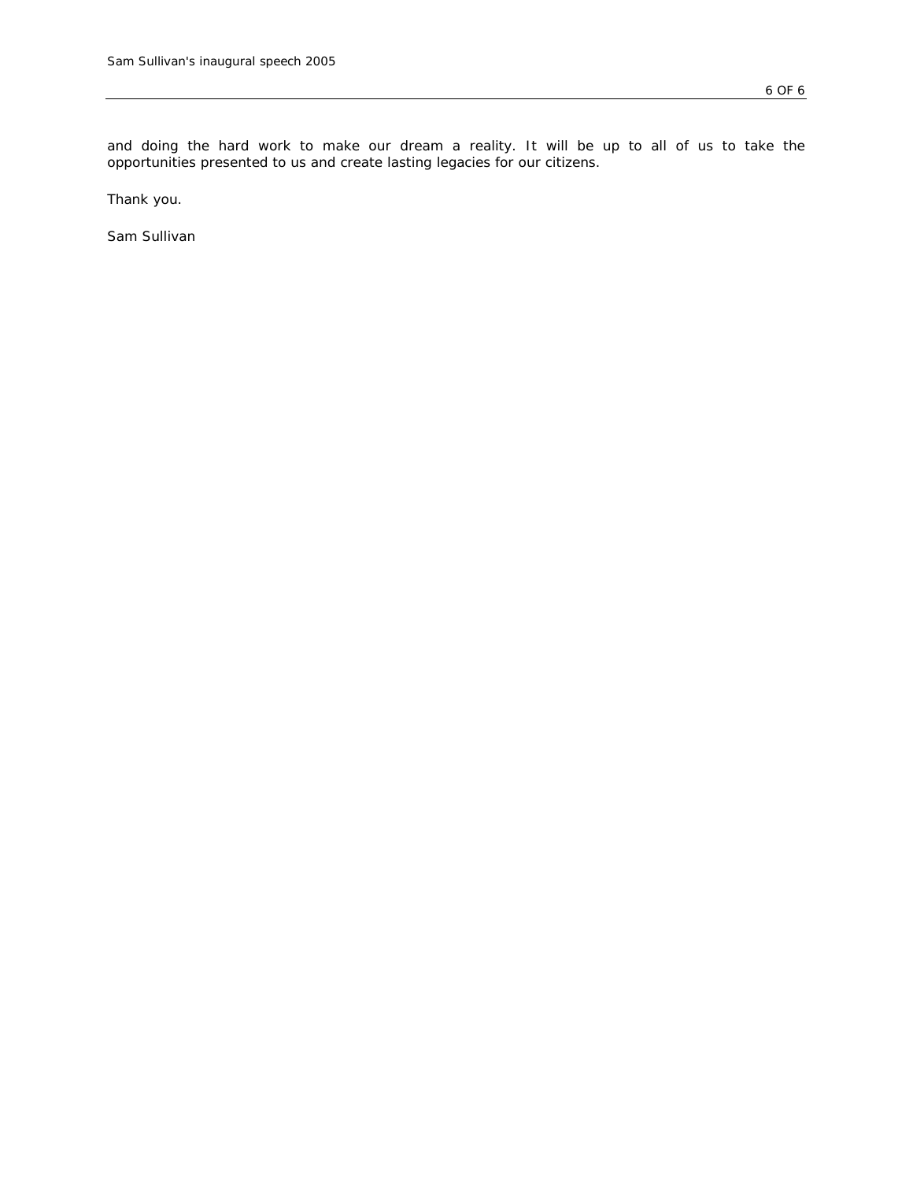and doing the hard work to make our dream a reality. It will be up to all of us to take the opportunities presented to us and create lasting legacies for our citizens.

Thank you.

Sam Sullivan